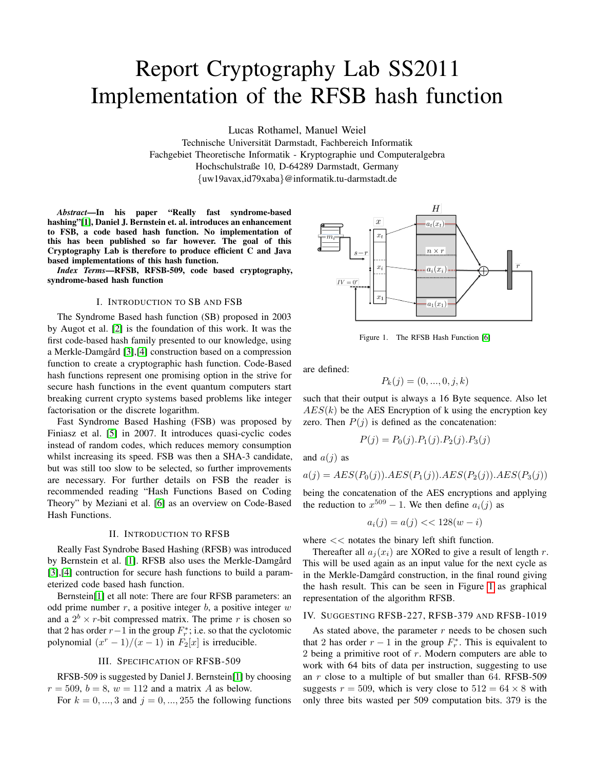# Report Cryptography Lab SS2011 Implementation of the RFSB hash function

Lucas Rothamel, Manuel Weiel
Technische Universität Darmstadt, Fachbereich Informatik
Fachgebiet Theoretische Informatik - Kryptographie und Computeralgebra
Hochschulstraße 10, D-64289 Darmstadt, Germany
{uw19avax,id79xaba}@informatik.tu-darmstadt.de

***Abstract*—In his paper "Really fast syndrome-based hashing"[1], Daniel J. Bernstein et. al. introduces an enhancement to FSB, a code based hash function. No implementation of this has been published so far however. The goal of this Cryptography Lab is therefore to produce efficient C and Java based implementations of this hash function.**

***Index Terms*—RFSB, RFSB-509, code based cryptography, syndrome-based hash function**

## I. Introduction to SB and FSB

The Syndrome Based hash function (SB) proposed in 2003 by Augot et al. [2] is the foundation of this work. It was the first code-based hash family presented to our knowledge, using a Merkle-Damgård [3],[4] construction based on a compression function to create a cryptographic hash function. Code-Based hash functions represent one promising option in the strive for secure hash functions in the event quantum computers start breaking current crypto systems based problems like integer factorisation or the discrete logarithm.

Fast Syndrome Based Hashing (FSB) was proposed by Finiasz et al. [5] in 2007. It introduces quasi-cyclic codes instead of random codes, which reduces memory consumption whilst increasing its speed. FSB was then a SHA-3 candidate, but was still too slow to be selected, so further improvements are necessary. For further details on FSB the reader is recommended reading "Hash Functions Based on Coding Theory" by Meziani et al. [6] as an overview on Code-Based Hash Functions.

## II. Introduction to RFSB

Really Fast Syndrobe Based Hashing (RFSB) was introduced by Bernstein et al. [1]. RFSB also uses the Merkle-Damgård [3],[4] contruction for secure hash functions to build a parameterized code based hash function.

Bernstein[1] et all note: There are four RFSB parameters: an odd prime number $r$, a positive integer $b$, a positive integer $w$ and a $2^b \times r$-bit compressed matrix. The prime $r$ is chosen so that 2 has order $r-1$ in the group $F_r^*$; i.e. so that the cyclotomic polynomial $(x^r-1)/(x-1)$ in $F_2[x]$ is irreducible.

## III. Specification of RFSB-509

RFSB-509 is suggested by Daniel J. Bernstein[1] by choosing $r = 509$, $b = 8$, $w = 112$ and a matrix $A$ as below.

For $k = 0, ..., 3$ and $j = 0, ..., 255$ the following functions are defined:

$$P_k(j) = (0, ..., 0, j, k)$$

such that their output is always a 16 Byte sequence. Also let $AES(k)$ be the AES Encryption of k using the encryption key zero. Then $P(j)$ is defined as the concatenation:

$$P(j) = P_0(j).P_1(j).P_2(j).P_3(j)$$

and $a(j)$ as

$$a(j) = AES(P_0(j)).AES(P_1(j)).AES(P_2(j)).AES(P_3(j))$$

being the concatenation of the AES encryptions and applying the reduction to $x^{509}-1$. We then define $a_i(j)$ as

$$a_i(j) = a(j) << 128(w-i)$$

where $<<$ notates the binary left shift function.

Thereafter all $a_j(x_i)$ are XORed to give a result of length $r$. This will be used again as an input value for the next cycle as in the Merkle-Damgård construction, in the final round giving the hash result. This can be seen in Figure 1 as graphical representation of the algorithm RFSB.

Figure 1. The RFSB Hash Function [6]

## IV. Suggesting RFSB-227, RFSB-379 and RFSB-1019

As stated above, the parameter $r$ needs to be chosen such that 2 has order $r-1$ in the group $F_r^*$. This is equivalent to 2 being a primitive root of $r$. Modern computers are able to work with 64 bits of data per instruction, suggesting to use an $r$ close to a multiple of but smaller than 64. RFSB-509 suggests $r = 509$, which is very close to $512 = 64 \times 8$ with only three bits wasted per 509 computation bits. 379 is the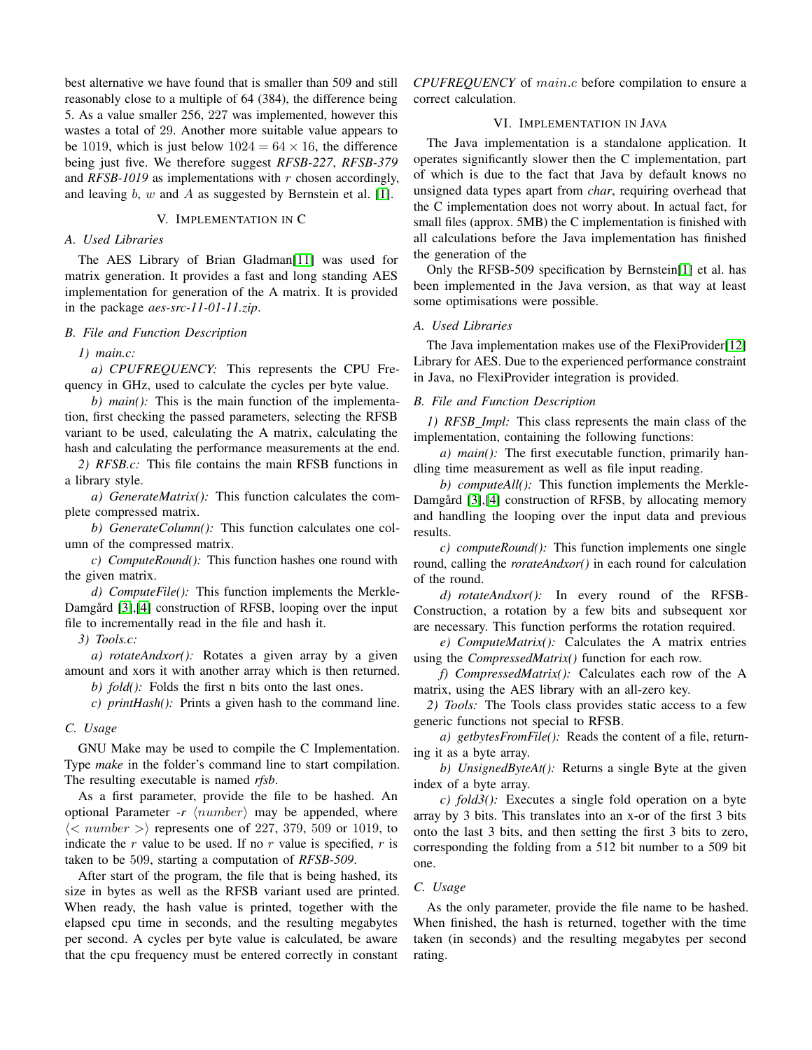best alternative we have found that is smaller than 509 and still reasonably close to a multiple of 64 (384), the difference being 5. As a value smaller 256, 227 was implemented, however this wastes a total of 29. Another more suitable value appears to be 1019, which is just below $1024 = 64 \times 16$, the difference being just five. We therefore suggest ***RFSB-227***, ***RFSB-379*** and ***RFSB-1019*** as implementations with $r$ chosen accordingly, and leaving $b$, $w$ and $A$ as suggested by Bernstein et al. [1].

## V. Implementation in C

### A. Used Libraries

The AES Library of Brian Gladman[11] was used for matrix generation. It provides a fast and long standing AES implementation for generation of the A matrix. It is provided in the package *aes-src-11-01-11.zip*.

### B. File and Function Description

*1) main.c:*

*a) CPUFREQUENCY:* This represents the CPU Frequency in GHz, used to calculate the cycles per byte value.

*b) main():* This is the main function of the implementation, first checking the passed parameters, selecting the RFSB variant to be used, calculating the A matrix, calculating the hash and calculating the performance measurements at the end.

*2) RFSB.c:* This file contains the main RFSB functions in a library style.

*a) GenerateMatrix():* This function calculates the complete compressed matrix.

*b) GenerateColumn():* This function calculates one column of the compressed matrix.

*c) ComputeRound():* This function hashes one round with the given matrix.

*d) ComputeFile():* This function implements the Merkle-Damgård [3],[4] construction of RFSB, looping over the input file to incrementally read in the file and hash it.

*3) Tools.c:*

*a) rotateAndxor():* Rotates a given array by a given amount and xors it with another array which is then returned.

*b) fold():* Folds the first n bits onto the last ones.

*c) printHash():* Prints a given hash to the command line.

### C. Usage

GNU Make may be used to compile the C Implementation. Type *make* in the folder's command line to start compilation. The resulting executable is named *rfsb*.

As a first parameter, provide the file to be hashed. An optional Parameter *-r* $\langle number \rangle$ may be appended, where $\langle < number > \rangle$ represents one of 227, 379, 509 or 1019, to indicate the $r$ value to be used. If no $r$ value is specified, $r$ is taken to be 509, starting a computation of ***RFSB-509***.

After start of the program, the file that is being hashed, its size in bytes as well as the RFSB variant used are printed. When ready, the hash value is printed, together with the elapsed cpu time in seconds, and the resulting megabytes per second. A cycles per byte value is calculated, be aware that the cpu frequency must be entered correctly in constant *CPUFREQUENCY* of $main.c$ before compilation to ensure a correct calculation.

## VI. Implementation in Java

The Java implementation is a standalone application. It operates significantly slower then the C implementation, part of which is due to the fact that Java by default knows no unsigned data types apart from *char*, requiring overhead that the C implementation does not worry about. In actual fact, for small files (approx. 5MB) the C implementation is finished with all calculations before the Java implementation has finished the generation of the

Only the RFSB-509 specification by Bernstein[1] et al. has been implemented in the Java version, as that way at least some optimisations were possible.

### A. Used Libraries

The Java implementation makes use of the FlexiProvider[12] Library for AES. Due to the experienced performance constraint in Java, no FlexiProvider integration is provided.

### B. File and Function Description

*1) RFSB_Impl:* This class represents the main class of the implementation, containing the following functions:

*a) main():* The first executable function, primarily handling time measurement as well as file input reading.

*b) computeAll():* This function implements the Merkle-Damgård [3],[4] construction of RFSB, by allocating memory and handling the looping over the input data and previous results.

*c) computeRound():* This function implements one single round, calling the *rorateAndxor()* in each round for calculation of the round.

*d) rotateAndxor():* In every round of the RFSB-Construction, a rotation by a few bits and subsequent xor are necessary. This function performs the rotation required.

*e) ComputeMatrix():* Calculates the A matrix entries using the *CompressedMatrix()* function for each row.

*f) CompressedMatrix():* Calculates each row of the A matrix, using the AES library with an all-zero key.

*2) Tools:* The Tools class provides static access to a few generic functions not special to RFSB.

*a) getbytesFromFile():* Reads the content of a file, returning it as a byte array.

*b) UnsignedByteAt():* Returns a single Byte at the given index of a byte array.

*c) fold3():* Executes a single fold operation on a byte array by 3 bits. This translates into an x-or of the first 3 bits onto the last 3 bits, and then setting the first 3 bits to zero, corresponding the folding from a 512 bit number to a 509 bit one.

### C. Usage

As the only parameter, provide the file name to be hashed. When finished, the hash is returned, together with the time taken (in seconds) and the resulting megabytes per second rating.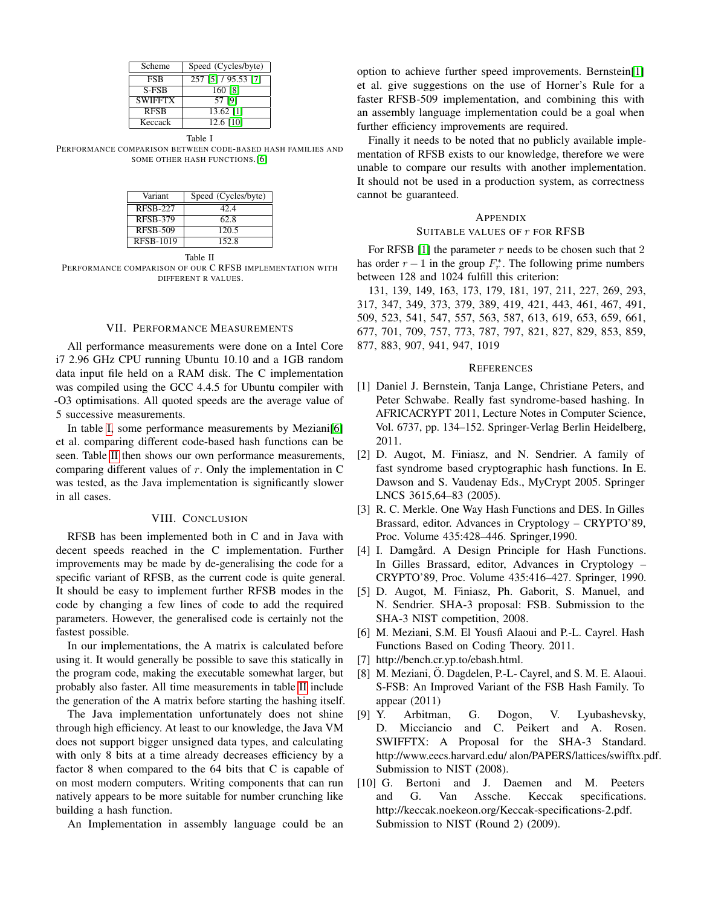| Scheme | Speed (Cycles/byte) |
|---|---|
| FSB | 257 [5] / 95.53 [7] |
| S-FSB | 160 [8] |
| SWIFFTX | 57 [9] |
| RFSB | 13.62 [1] |
| Keccack | 12.6 [10] |

Table I
PERFORMANCE COMPARISON BETWEEN CODE-BASED HASH FAMILIES AND SOME OTHER HASH FUNCTIONS. [6]

| Variant | Speed (Cycles/byte) |
|---|---|
| RFSB-227 | 42.4 |
| RFSB-379 | 62.8 |
| RFSB-509 | 120.5 |
| RFSB-1019 | 152.8 |

Table II
PERFORMANCE COMPARISON OF OUR C RFSB IMPLEMENTATION WITH DIFFERENT R VALUES.

## VII. PERFORMANCE MEASUREMENTS

All performance measurements were done on a Intel Core i7 2.96 GHz CPU running Ubuntu 10.10 and a 1GB random data input file held on a RAM disk. The C implementation was compiled using the GCC 4.4.5 for Ubuntu compiler with -O3 optimisations. All quoted speeds are the average value of 5 successive measurements.

In table I, some performance measurements by Meziani[6] et al. comparing different code-based hash functions can be seen. Table II then shows our own performance measurements, comparing different values of $r$. Only the implementation in C was tested, as the Java implementation is significantly slower in all cases.

## VIII. CONCLUSION

RFSB has been implemented both in C and in Java with decent speeds reached in the C implementation. Further improvements may be made by de-generalising the code for a specific variant of RFSB, as the current code is quite general. It should be easy to implement further RFSB modes in the code by changing a few lines of code to add the required parameters. However, the generalised code is certainly not the fastest possible.

In our implementations, the A matrix is calculated before using it. It would generally be possible to save this statically in the program code, making the executable somewhat larger, but probably also faster. All time measurements in table II include the generation of the A matrix before starting the hashing itself.

The Java implementation unfortunately does not shine through high efficiency. At least to our knowledge, the Java VM does not support bigger unsigned data types, and calculating with only 8 bits at a time already decreases efficiency by a factor 8 when compared to the 64 bits that C is capable of on most modern computers. Writing components that can run natively appears to be more suitable for number crunching like building a hash function.

An Implementation in assembly language could be an option to achieve further speed improvements. Bernstein[1] et al. give suggestions on the use of Horner's Rule for a faster RFSB-509 implementation, and combining this with an assembly language implementation could be a goal when further efficiency improvements are required.

Finally it needs to be noted that no publicly available implementation of RFSB exists to our knowledge, therefore we were unable to compare our results with another implementation. It should not be used in a production system, as correctness cannot be guaranteed.

## APPENDIX
### SUITABLE VALUES OF $r$ FOR RFSB

For RFSB [1] the parameter $r$ needs to be chosen such that 2 has order $r-1$ in the group $F_r^*$. The following prime numbers between 128 and 1024 fulfill this criterion:

131, 139, 149, 163, 173, 179, 181, 197, 211, 227, 269, 293, 317, 347, 349, 373, 379, 389, 419, 421, 443, 461, 467, 491, 509, 523, 541, 547, 557, 563, 587, 613, 619, 653, 659, 661, 677, 701, 709, 757, 773, 787, 797, 821, 827, 829, 853, 859, 877, 883, 907, 941, 947, 1019

## REFERENCES

[1] Daniel J. Bernstein, Tanja Lange, Christiane Peters, and Peter Schwabe. Really fast syndrome-based hashing. In AFRICACRYPT 2011, Lecture Notes in Computer Science, Vol. 6737, pp. 134–152. Springer-Verlag Berlin Heidelberg, 2011.

[2] D. Augot, M. Finiasz, and N. Sendrier. A family of fast syndrome based cryptographic hash functions. In E. Dawson and S. Vaudenay Eds., MyCrypt 2005. Springer LNCS 3615,64–83 (2005).

[3] R. C. Merkle. One Way Hash Functions and DES. In Gilles Brassard, editor. Advances in Cryptology – CRYPTO'89, Proc. Volume 435:428–446. Springer,1990.

[4] I. Damgård. A Design Principle for Hash Functions. In Gilles Brassard, editor, Advances in Cryptology – CRYPTO'89, Proc. Volume 435:416–427. Springer, 1990.

[5] D. Augot, M. Finiasz, Ph. Gaborit, S. Manuel, and N. Sendrier. SHA-3 proposal: FSB. Submission to the SHA-3 NIST competition, 2008.

[6] M. Meziani, S.M. El Yousfi Alaoui and P.-L. Cayrel. Hash Functions Based on Coding Theory. 2011.

[7] http://bench.cr.yp.to/ebash.html.

[8] M. Meziani, Ö. Dagdelen, P.-L- Cayrel, and S. M. E. Alaoui. S-FSB: An Improved Variant of the FSB Hash Family. To appear (2011)

[9] Y. Arbitman, G. Dogon, V. Lyubashevsky, D. Micciancio and C. Peikert and A. Rosen. SWIFFTX: A Proposal for the SHA-3 Standard. http://www.eecs.harvard.edu/ alon/PAPERS/lattices/swifftx.pdf. Submission to NIST (2008).

[10] G. Bertoni and J. Daemen and M. Peeters and G. Van Assche. Keccak specifications. http://keccak.noekeon.org/Keccak-specifications-2.pdf. Submission to NIST (Round 2) (2009).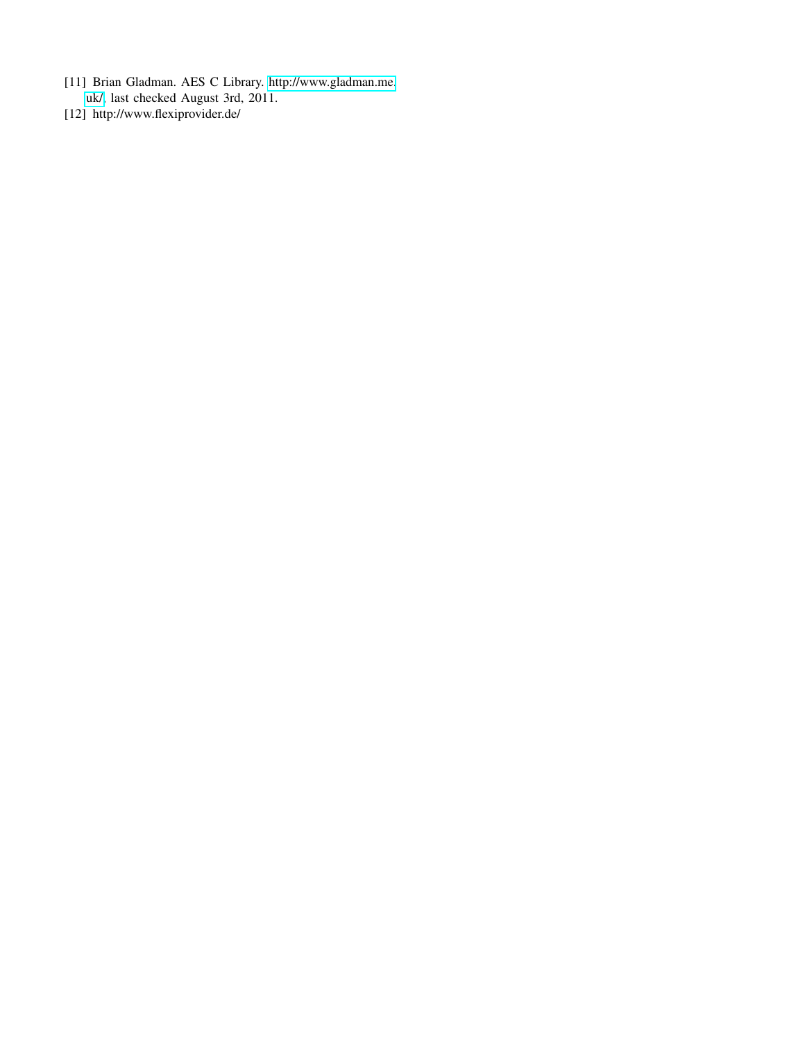[11] Brian Gladman. AES C Library. http://www.gladman.me.uk/, last checked August 3rd, 2011.

[12] http://www.flexiprovider.de/